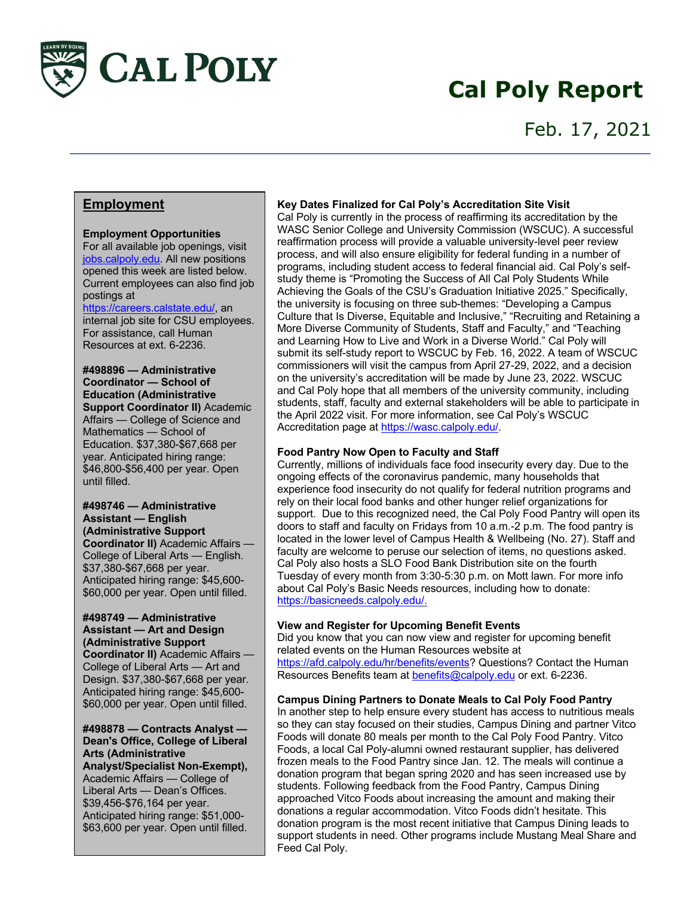# Cal Poly Report

Feb. 17, 2021

## Employment

**Employment Opportunities**
For all available job openings, visit jobs.calpoly.edu. All new positions opened this week are listed below. Current employees can also find job postings at https://careers.calstate.edu/, an internal job site for CSU employees. For assistance, call Human Resources at ext. 6-2236.

**#498896 — Administrative Coordinator — School of Education (Administrative Support Coordinator II)** Academic Affairs — College of Science and Mathematics — School of Education. $37,380-$67,668 per year. Anticipated hiring range: $46,800-$56,400 per year. Open until filled.

**#498746 — Administrative Assistant — English (Administrative Support Coordinator II)** Academic Affairs — College of Liberal Arts — English. $37,380-$67,668 per year. Anticipated hiring range: $45,600-$60,000 per year. Open until filled.

**#498749 — Administrative Assistant — Art and Design (Administrative Support Coordinator II)** Academic Affairs — College of Liberal Arts — Art and Design. $37,380-$67,668 per year. Anticipated hiring range: $45,600-$60,000 per year. Open until filled.

**#498878 — Contracts Analyst — Dean's Office, College of Liberal Arts (Administrative Analyst/Specialist Non-Exempt),** Academic Affairs — College of Liberal Arts — Dean's Offices. $39,456-$76,164 per year. Anticipated hiring range: $51,000-$63,600 per year. Open until filled.

### Key Dates Finalized for Cal Poly's Accreditation Site Visit

Cal Poly is currently in the process of reaffirming its accreditation by the WASC Senior College and University Commission (WSCUC). A successful reaffirmation process will provide a valuable university-level peer review process, and will also ensure eligibility for federal funding in a number of programs, including student access to federal financial aid. Cal Poly's self-study theme is "Promoting the Success of All Cal Poly Students While Achieving the Goals of the CSU's Graduation Initiative 2025." Specifically, the university is focusing on three sub-themes: "Developing a Campus Culture that Is Diverse, Equitable and Inclusive," "Recruiting and Retaining a More Diverse Community of Students, Staff and Faculty," and "Teaching and Learning How to Live and Work in a Diverse World." Cal Poly will submit its self-study report to WSCUC by Feb. 16, 2022. A team of WSCUC commissioners will visit the campus from April 27-29, 2022, and a decision on the university's accreditation will be made by June 23, 2022. WSCUC and Cal Poly hope that all members of the university community, including students, staff, faculty and external stakeholders will be able to participate in the April 2022 visit. For more information, see Cal Poly's WSCUC Accreditation page at https://wasc.calpoly.edu/.

### Food Pantry Now Open to Faculty and Staff

Currently, millions of individuals face food insecurity every day. Due to the ongoing effects of the coronavirus pandemic, many households that experience food insecurity do not qualify for federal nutrition programs and rely on their local food banks and other hunger relief organizations for support. Due to this recognized need, the Cal Poly Food Pantry will open its doors to staff and faculty on Fridays from 10 a.m.-2 p.m. The food pantry is located in the lower level of Campus Health & Wellbeing (No. 27). Staff and faculty are welcome to peruse our selection of items, no questions asked. Cal Poly also hosts a SLO Food Bank Distribution site on the fourth Tuesday of every month from 3:30-5:30 p.m. on Mott lawn. For more info about Cal Poly's Basic Needs resources, including how to donate: https://basicneeds.calpoly.edu/.

### View and Register for Upcoming Benefit Events

Did you know that you can now view and register for upcoming benefit related events on the Human Resources website at https://afd.calpoly.edu/hr/benefits/events? Questions? Contact the Human Resources Benefits team at benefits@calpoly.edu or ext. 6-2236.

### Campus Dining Partners to Donate Meals to Cal Poly Food Pantry

In another step to help ensure every student has access to nutritious meals so they can stay focused on their studies, Campus Dining and partner Vitco Foods will donate 80 meals per month to the Cal Poly Food Pantry. Vitco Foods, a local Cal Poly-alumni owned restaurant supplier, has delivered frozen meals to the Food Pantry since Jan. 12. The meals will continue a donation program that began spring 2020 and has seen increased use by students. Following feedback from the Food Pantry, Campus Dining approached Vitco Foods about increasing the amount and making their donations a regular accommodation. Vitco Foods didn't hesitate. This donation program is the most recent initiative that Campus Dining leads to support students in need. Other programs include Mustang Meal Share and Feed Cal Poly.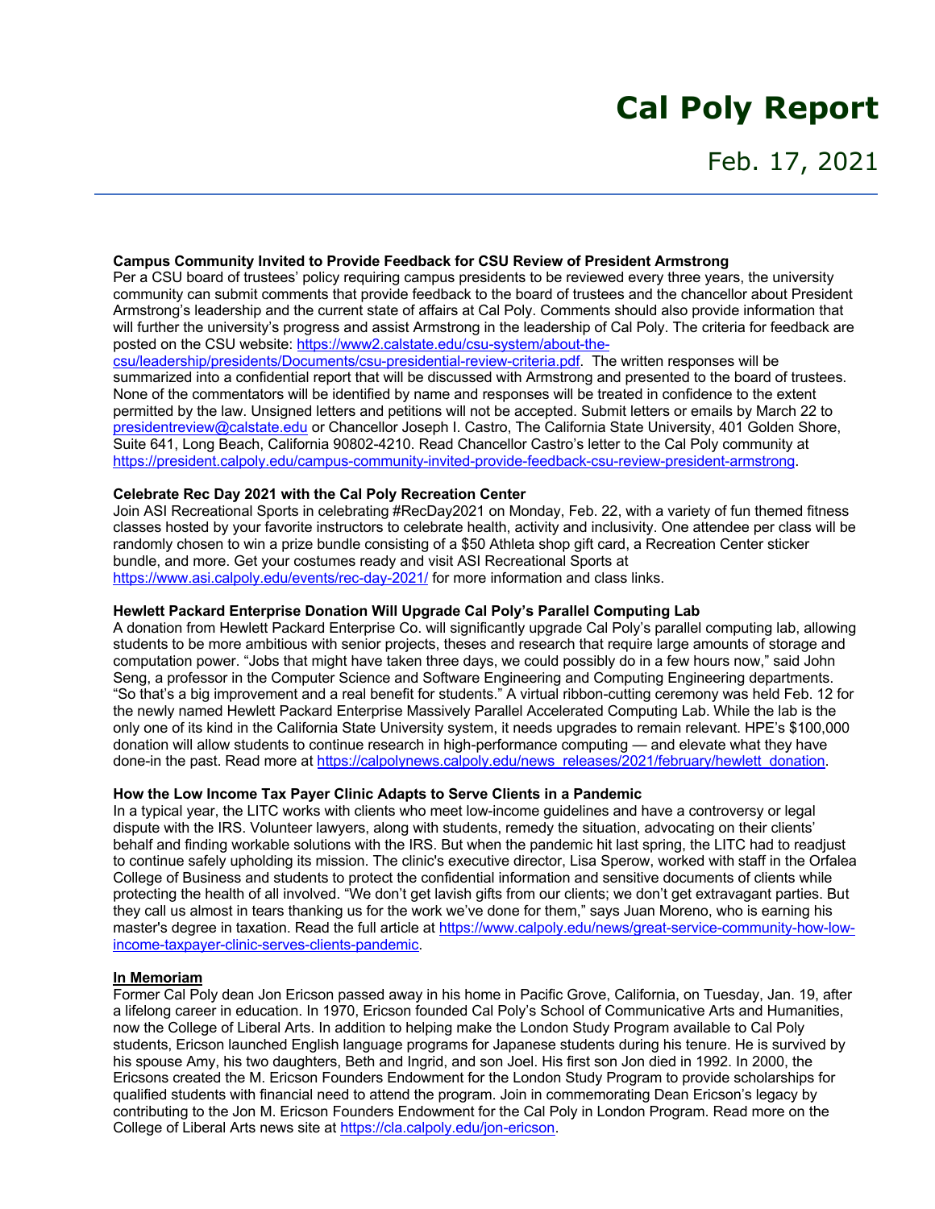# Cal Poly Report

Feb. 17, 2021

---

**Campus Community Invited to Provide Feedback for CSU Review of President Armstrong**
Per a CSU board of trustees' policy requiring campus presidents to be reviewed every three years, the university community can submit comments that provide feedback to the board of trustees and the chancellor about President Armstrong's leadership and the current state of affairs at Cal Poly. Comments should also provide information that will further the university's progress and assist Armstrong in the leadership of Cal Poly. The criteria for feedback are posted on the CSU website: https://www2.calstate.edu/csu-system/about-the-csu/leadership/presidents/Documents/csu-presidential-review-criteria.pdf. The written responses will be summarized into a confidential report that will be discussed with Armstrong and presented to the board of trustees. None of the commentators will be identified by name and responses will be treated in confidence to the extent permitted by the law. Unsigned letters and petitions will not be accepted. Submit letters or emails by March 22 to presidentreview@calstate.edu or Chancellor Joseph I. Castro, The California State University, 401 Golden Shore, Suite 641, Long Beach, California 90802-4210. Read Chancellor Castro's letter to the Cal Poly community at https://president.calpoly.edu/campus-community-invited-provide-feedback-csu-review-president-armstrong.

**Celebrate Rec Day 2021 with the Cal Poly Recreation Center**
Join ASI Recreational Sports in celebrating #RecDay2021 on Monday, Feb. 22, with a variety of fun themed fitness classes hosted by your favorite instructors to celebrate health, activity and inclusivity. One attendee per class will be randomly chosen to win a prize bundle consisting of a $50 Athleta shop gift card, a Recreation Center sticker bundle, and more. Get your costumes ready and visit ASI Recreational Sports at https://www.asi.calpoly.edu/events/rec-day-2021/ for more information and class links.

**Hewlett Packard Enterprise Donation Will Upgrade Cal Poly's Parallel Computing Lab**
A donation from Hewlett Packard Enterprise Co. will significantly upgrade Cal Poly's parallel computing lab, allowing students to be more ambitious with senior projects, theses and research that require large amounts of storage and computation power. "Jobs that might have taken three days, we could possibly do in a few hours now," said John Seng, a professor in the Computer Science and Software Engineering and Computing Engineering departments. "So that's a big improvement and a real benefit for students." A virtual ribbon-cutting ceremony was held Feb. 12 for the newly named Hewlett Packard Enterprise Massively Parallel Accelerated Computing Lab. While the lab is the only one of its kind in the California State University system, it needs upgrades to remain relevant. HPE's $100,000 donation will allow students to continue research in high-performance computing — and elevate what they have done-in the past. Read more at https://calpolynews.calpoly.edu/news_releases/2021/february/hewlett_donation.

**How the Low Income Tax Payer Clinic Adapts to Serve Clients in a Pandemic**
In a typical year, the LITC works with clients who meet low-income guidelines and have a controversy or legal dispute with the IRS. Volunteer lawyers, along with students, remedy the situation, advocating on their clients' behalf and finding workable solutions with the IRS. But when the pandemic hit last spring, the LITC had to readjust to continue safely upholding its mission. The clinic's executive director, Lisa Sperow, worked with staff in the Orfalea College of Business and students to protect the confidential information and sensitive documents of clients while protecting the health of all involved. "We don't get lavish gifts from our clients; we don't get extravagant parties. But they call us almost in tears thanking us for the work we've done for them," says Juan Moreno, who is earning his master's degree in taxation. Read the full article at https://www.calpoly.edu/news/great-service-community-how-low-income-taxpayer-clinic-serves-clients-pandemic.

**In Memoriam**
Former Cal Poly dean Jon Ericson passed away in his home in Pacific Grove, California, on Tuesday, Jan. 19, after a lifelong career in education. In 1970, Ericson founded Cal Poly's School of Communicative Arts and Humanities, now the College of Liberal Arts. In addition to helping make the London Study Program available to Cal Poly students, Ericson launched English language programs for Japanese students during his tenure. He is survived by his spouse Amy, his two daughters, Beth and Ingrid, and son Joel. His first son Jon died in 1992. In 2000, the Ericsons created the M. Ericson Founders Endowment for the London Study Program to provide scholarships for qualified students with financial need to attend the program. Join in commemorating Dean Ericson's legacy by contributing to the Jon M. Ericson Founders Endowment for the Cal Poly in London Program. Read more on the College of Liberal Arts news site at https://cla.calpoly.edu/jon-ericson.